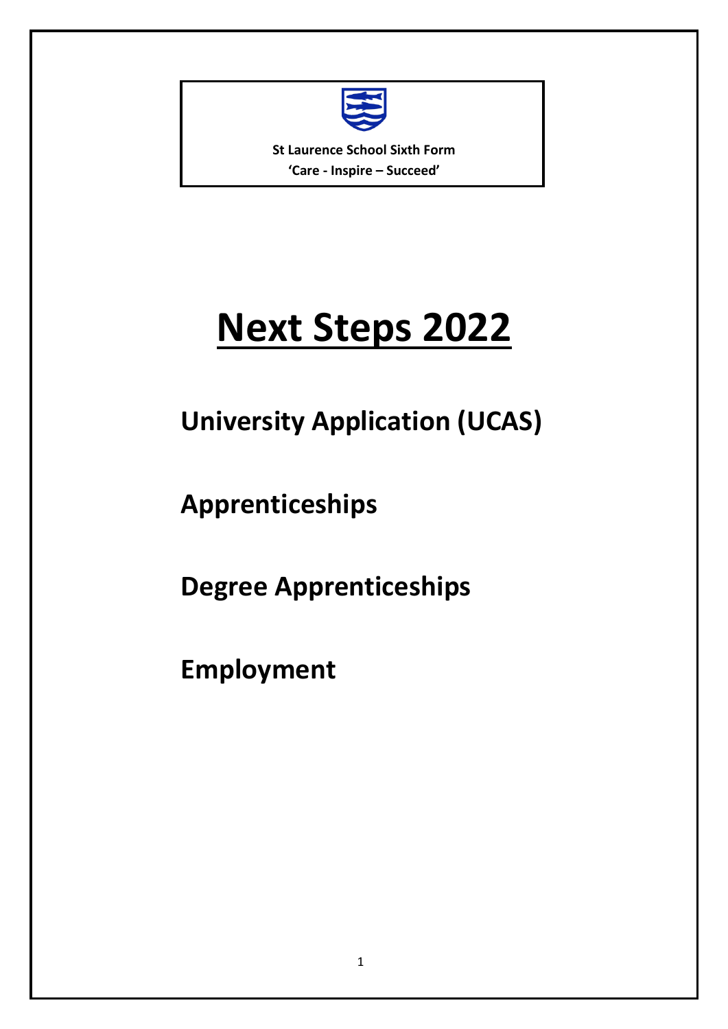**St Laurence School Sixth Form**
**'Care - Inspire – Succeed'**

# Next Steps 2022

## University Application (UCAS)

## Apprenticeships

## Degree Apprenticeships

## Employment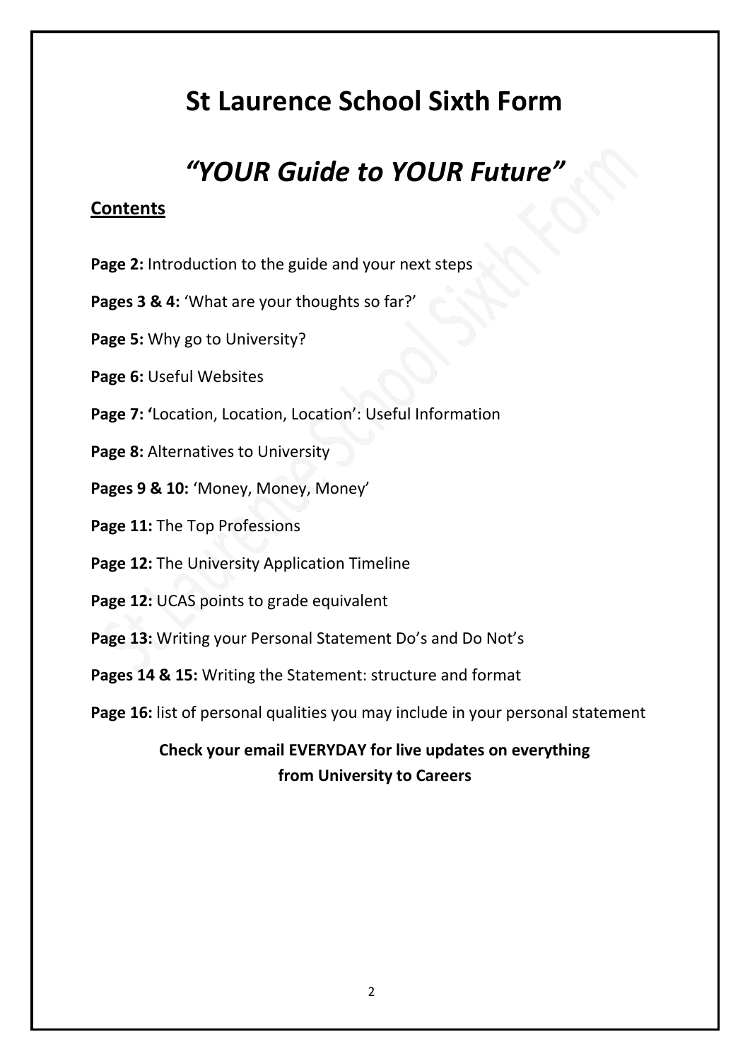# St Laurence School Sixth Form

## *"YOUR Guide to YOUR Future"*

**Contents**

**Page 2:** Introduction to the guide and your next steps

**Pages 3 & 4:** 'What are your thoughts so far?'

**Page 5:** Why go to University?

**Page 6:** Useful Websites

**Page 7: '**Location, Location, Location': Useful Information

**Page 8:** Alternatives to University

**Pages 9 & 10:** 'Money, Money, Money'

**Page 11:** The Top Professions

**Page 12:** The University Application Timeline

**Page 12:** UCAS points to grade equivalent

**Page 13:** Writing your Personal Statement Do's and Do Not's

**Pages 14 & 15:** Writing the Statement: structure and format

**Page 16:** list of personal qualities you may include in your personal statement

**Check your email EVERYDAY for live updates on everything from University to Careers**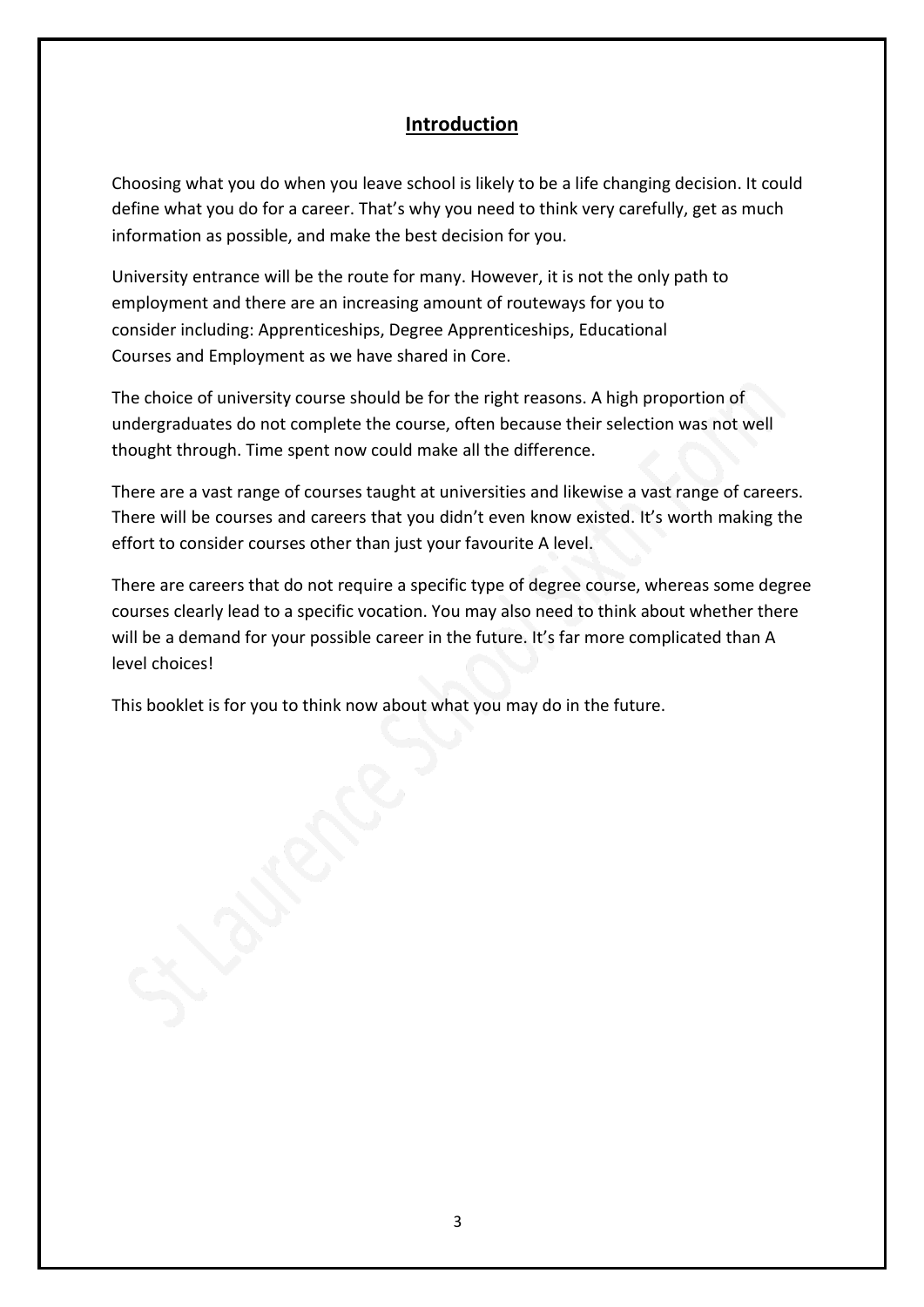## Introduction

Choosing what you do when you leave school is likely to be a life changing decision. It could define what you do for a career. That's why you need to think very carefully, get as much information as possible, and make the best decision for you.

University entrance will be the route for many. However, it is not the only path to employment and there are an increasing amount of routeways for you to consider including: Apprenticeships, Degree Apprenticeships, Educational Courses and Employment as we have shared in Core.

The choice of university course should be for the right reasons. A high proportion of undergraduates do not complete the course, often because their selection was not well thought through. Time spent now could make all the difference.

There are a vast range of courses taught at universities and likewise a vast range of careers. There will be courses and careers that you didn't even know existed. It's worth making the effort to consider courses other than just your favourite A level.

There are careers that do not require a specific type of degree course, whereas some degree courses clearly lead to a specific vocation. You may also need to think about whether there will be a demand for your possible career in the future. It's far more complicated than A level choices!

This booklet is for you to think now about what you may do in the future.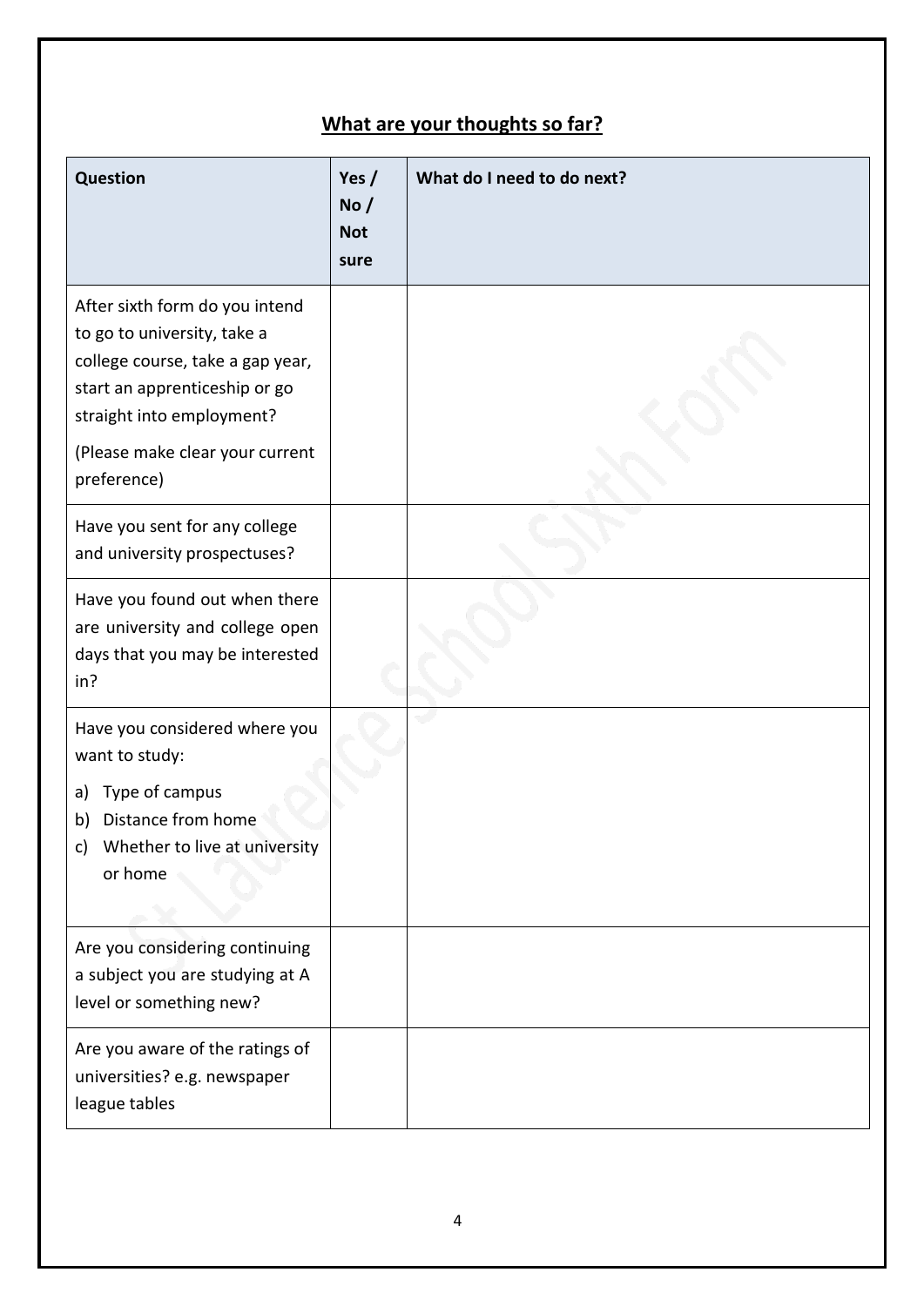## What are your thoughts so far?

| Question | Yes / No / Not sure | What do I need to do next? |
|---|---|---|
| After sixth form do you intend to go to university, take a college course, take a gap year, start an apprenticeship or go straight into employment?<br><br>(Please make clear your current preference) | | |
| Have you sent for any college and university prospectuses? | | |
| Have you found out when there are university and college open days that you may be interested in? | | |
| Have you considered where you want to study:<br>a) Type of campus<br>b) Distance from home<br>c) Whether to live at university or home | | |
| Are you considering continuing a subject you are studying at A level or something new? | | |
| Are you aware of the ratings of universities? e.g. newspaper league tables | | |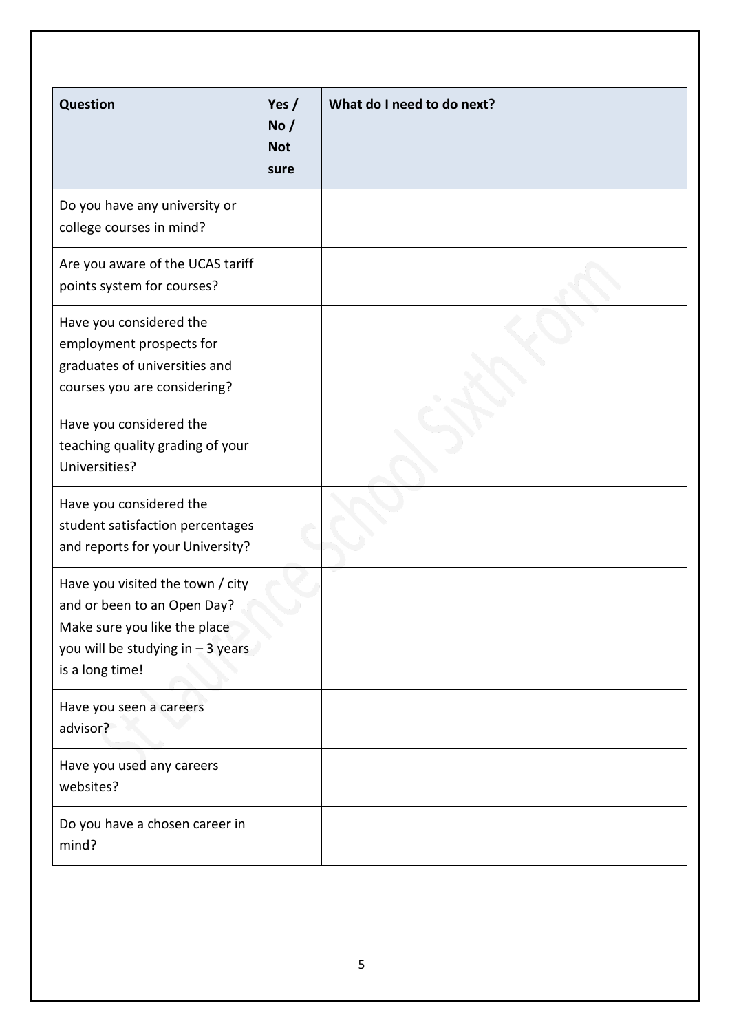| Question | Yes / No / Not sure | What do I need to do next? |
|---|---|---|
| Do you have any university or college courses in mind? | | |
| Are you aware of the UCAS tariff points system for courses? | | |
| Have you considered the employment prospects for graduates of universities and courses you are considering? | | |
| Have you considered the teaching quality grading of your Universities? | | |
| Have you considered the student satisfaction percentages and reports for your University? | | |
| Have you visited the town / city and or been to an Open Day? Make sure you like the place you will be studying in – 3 years is a long time! | | |
| Have you seen a careers advisor? | | |
| Have you used any careers websites? | | |
| Do you have a chosen career in mind? | | |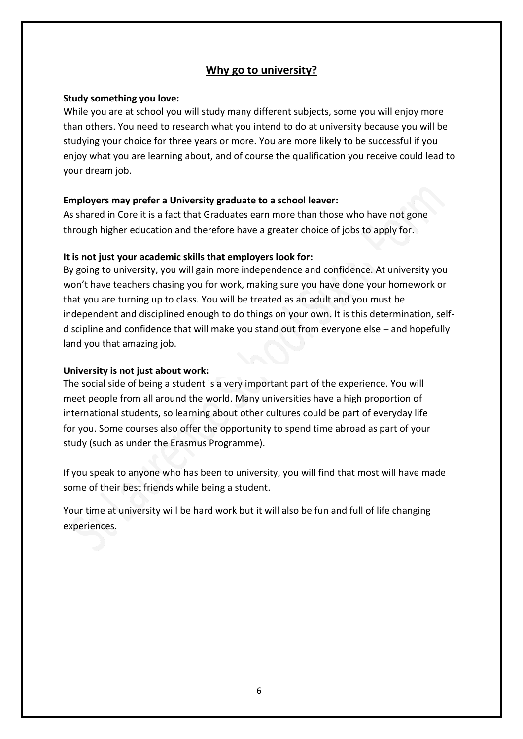## Why go to university?

**Study something you love:**

While you are at school you will study many different subjects, some you will enjoy more than others. You need to research what you intend to do at university because you will be studying your choice for three years or more. You are more likely to be successful if you enjoy what you are learning about, and of course the qualification you receive could lead to your dream job.

**Employers may prefer a University graduate to a school leaver:**

As shared in Core it is a fact that Graduates earn more than those who have not gone through higher education and therefore have a greater choice of jobs to apply for.

**It is not just your academic skills that employers look for:**

By going to university, you will gain more independence and confidence. At university you won't have teachers chasing you for work, making sure you have done your homework or that you are turning up to class. You will be treated as an adult and you must be independent and disciplined enough to do things on your own. It is this determination, self-discipline and confidence that will make you stand out from everyone else – and hopefully land you that amazing job.

**University is not just about work:**

The social side of being a student is a very important part of the experience. You will meet people from all around the world. Many universities have a high proportion of international students, so learning about other cultures could be part of everyday life for you. Some courses also offer the opportunity to spend time abroad as part of your study (such as under the Erasmus Programme).

If you speak to anyone who has been to university, you will find that most will have made some of their best friends while being a student.

Your time at university will be hard work but it will also be fun and full of life changing experiences.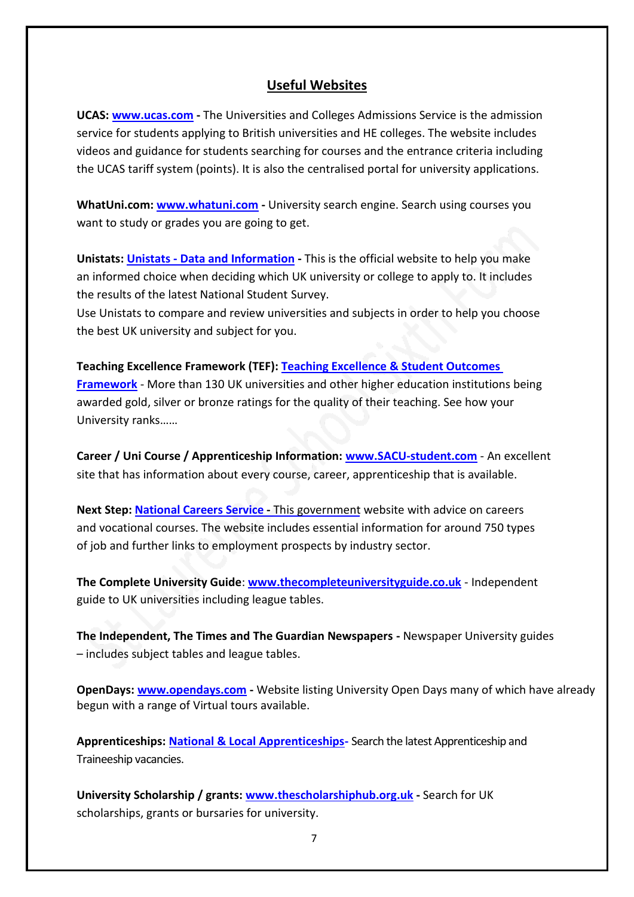## Useful Websites

**UCAS: www.ucas.com -** The Universities and Colleges Admissions Service is the admission service for students applying to British universities and HE colleges. The website includes videos and guidance for students searching for courses and the entrance criteria including the UCAS tariff system (points). It is also the centralised portal for university applications.

**WhatUni.com: www.whatuni.com -** University search engine. Search using courses you want to study or grades you are going to get.

**Unistats: Unistats - Data and Information -** This is the official website to help you make an informed choice when deciding which UK university or college to apply to. It includes the results of the latest National Student Survey.

Use Unistats to compare and review universities and subjects in order to help you choose the best UK university and subject for you.

**Teaching Excellence Framework (TEF): Teaching Excellence & Student Outcomes Framework** - More than 130 UK universities and other higher education institutions being awarded gold, silver or bronze ratings for the quality of their teaching. See how your University ranks……

**Career / Uni Course / Apprenticeship Information: www.SACU-student.com** - An excellent site that has information about every course, career, apprenticeship that is available.

**Next Step: National Careers Service -** This government website with advice on careers and vocational courses. The website includes essential information for around 750 types of job and further links to employment prospects by industry sector.

**The Complete University Guide**: **www.thecompleteuniversityguide.co.uk** - Independent guide to UK universities including league tables.

**The Independent, The Times and The Guardian Newspapers -** Newspaper University guides – includes subject tables and league tables.

**OpenDays: www.opendays.com -** Website listing University Open Days many of which have already begun with a range of Virtual tours available.

**Apprenticeships: National & Local Apprenticeships-** Search the latest Apprenticeship and Traineeship vacancies.

**University Scholarship / grants: www.thescholarshiphub.org.uk -** Search for UK scholarships, grants or bursaries for university.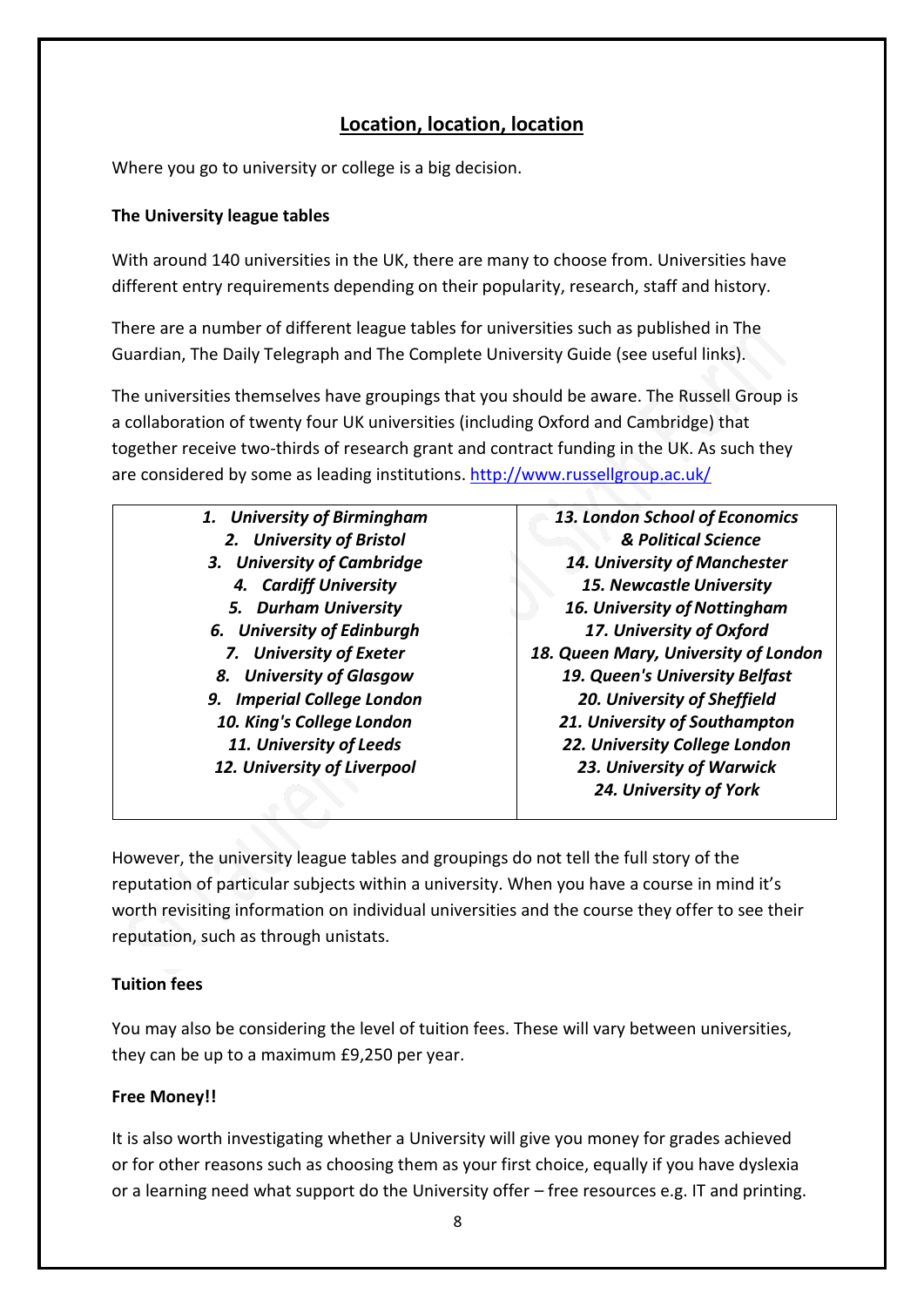## Location, location, location

Where you go to university or college is a big decision.

**The University league tables**

With around 140 universities in the UK, there are many to choose from. Universities have different entry requirements depending on their popularity, research, staff and history.

There are a number of different league tables for universities such as published in The Guardian, The Daily Telegraph and The Complete University Guide (see useful links).

The universities themselves have groupings that you should be aware. The Russell Group is a collaboration of twenty four UK universities (including Oxford and Cambridge) that together receive two-thirds of research grant and contract funding in the UK. As such they are considered by some as leading institutions. http://www.russellgroup.ac.uk/

| | |
|---|---|
| ***1. University of Birmingham*** | ***13. London School of Economics & Political Science*** |
| ***2. University of Bristol*** | ***14. University of Manchester*** |
| ***3. University of Cambridge*** | ***15. Newcastle University*** |
| ***4. Cardiff University*** | ***16. University of Nottingham*** |
| ***5. Durham University*** | ***17. University of Oxford*** |
| ***6. University of Edinburgh*** | ***18. Queen Mary, University of London*** |
| ***7. University of Exeter*** | ***19. Queen's University Belfast*** |
| ***8. University of Glasgow*** | ***20. University of Sheffield*** |
| ***9. Imperial College London*** | ***21. University of Southampton*** |
| ***10. King's College London*** | ***22. University College London*** |
| ***11. University of Leeds*** | ***23. University of Warwick*** |
| ***12. University of Liverpool*** | ***24. University of York*** |

However, the university league tables and groupings do not tell the full story of the reputation of particular subjects within a university. When you have a course in mind it's worth revisiting information on individual universities and the course they offer to see their reputation, such as through unistats.

**Tuition fees**

You may also be considering the level of tuition fees. These will vary between universities, they can be up to a maximum £9,250 per year.

**Free Money!!**

It is also worth investigating whether a University will give you money for grades achieved or for other reasons such as choosing them as your first choice, equally if you have dyslexia or a learning need what support do the University offer – free resources e.g. IT and printing.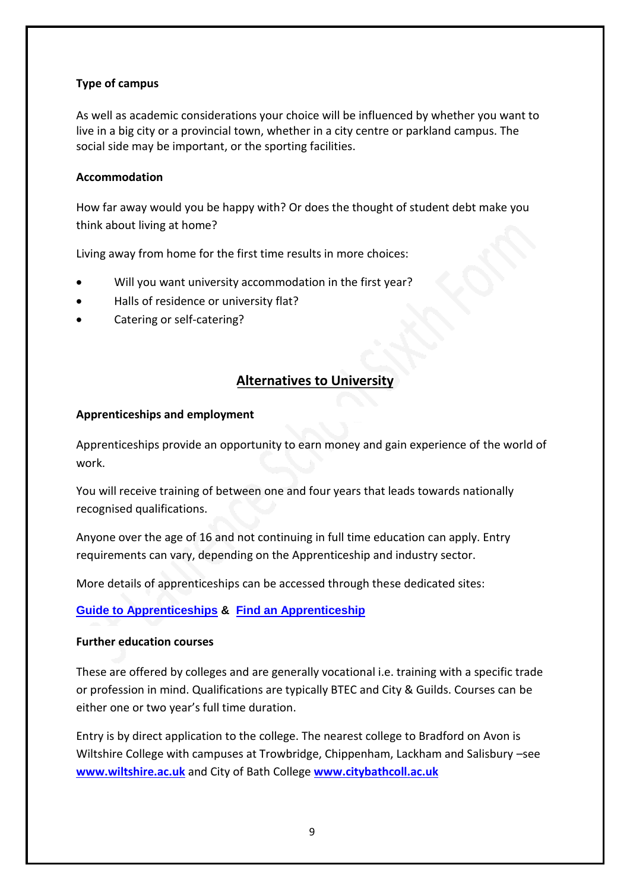**Type of campus**

As well as academic considerations your choice will be influenced by whether you want to live in a big city or a provincial town, whether in a city centre or parkland campus. The social side may be important, or the sporting facilities.

**Accommodation**

How far away would you be happy with? Or does the thought of student debt make you think about living at home?

Living away from home for the first time results in more choices:

- Will you want university accommodation in the first year?
- Halls of residence or university flat?
- Catering or self-catering?

## Alternatives to University

**Apprenticeships and employment**

Apprenticeships provide an opportunity to earn money and gain experience of the world of work.

You will receive training of between one and four years that leads towards nationally recognised qualifications.

Anyone over the age of 16 and not continuing in full time education can apply. Entry requirements can vary, depending on the Apprenticeship and industry sector.

More details of apprenticeships can be accessed through these dedicated sites:

**Guide to Apprenticeships & Find an Apprenticeship**

**Further education courses**

These are offered by colleges and are generally vocational i.e. training with a specific trade or profession in mind. Qualifications are typically BTEC and City & Guilds. Courses can be either one or two year's full time duration.

Entry is by direct application to the college. The nearest college to Bradford on Avon is Wiltshire College with campuses at Trowbridge, Chippenham, Lackham and Salisbury –see **www.wiltshire.ac.uk** and City of Bath College **www.citybathcoll.ac.uk**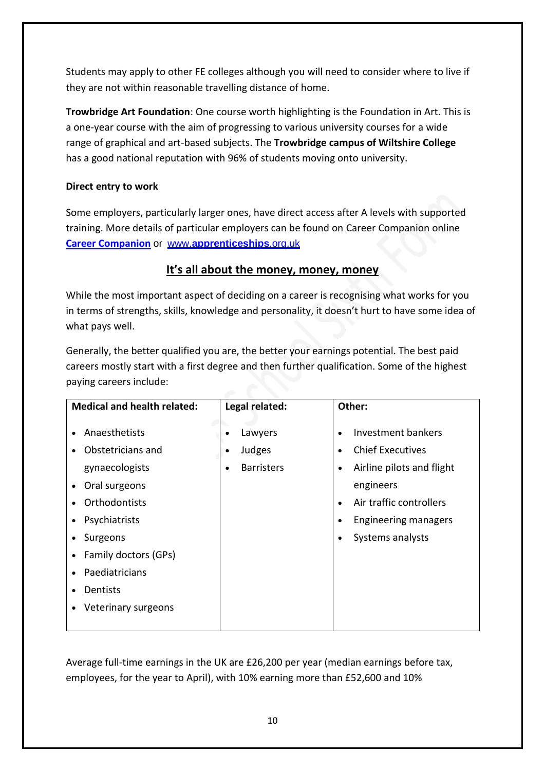Students may apply to other FE colleges although you will need to consider where to live if they are not within reasonable travelling distance of home.

**Trowbridge Art Foundation**: One course worth highlighting is the Foundation in Art. This is a one-year course with the aim of progressing to various university courses for a wide range of graphical and art-based subjects. The **Trowbridge campus of Wiltshire College** has a good national reputation with 96% of students moving onto university.

**Direct entry to work**

Some employers, particularly larger ones, have direct access after A levels with supported training. More details of particular employers can be found on Career Companion online **Career Companion** or www.**apprenticeships**.org.uk

## It's all about the money, money, money

While the most important aspect of deciding on a career is recognising what works for you in terms of strengths, skills, knowledge and personality, it doesn't hurt to have some idea of what pays well.

Generally, the better qualified you are, the better your earnings potential. The best paid careers mostly start with a first degree and then further qualification. Some of the highest paying careers include:

| Medical and health related: | Legal related: | Other: |
|---|---|---|
| • Anaesthetists<br>• Obstetricians and gynaecologists<br>• Oral surgeons<br>• Orthodontists<br>• Psychiatrists<br>• Surgeons<br>• Family doctors (GPs)<br>• Paediatricians<br>• Dentists<br>• Veterinary surgeons | • Lawyers<br>• Judges<br>• Barristers | • Investment bankers<br>• Chief Executives<br>• Airline pilots and flight engineers<br>• Air traffic controllers<br>• Engineering managers<br>• Systems analysts |

Average full-time earnings in the UK are £26,200 per year (median earnings before tax, employees, for the year to April), with 10% earning more than £52,600 and 10%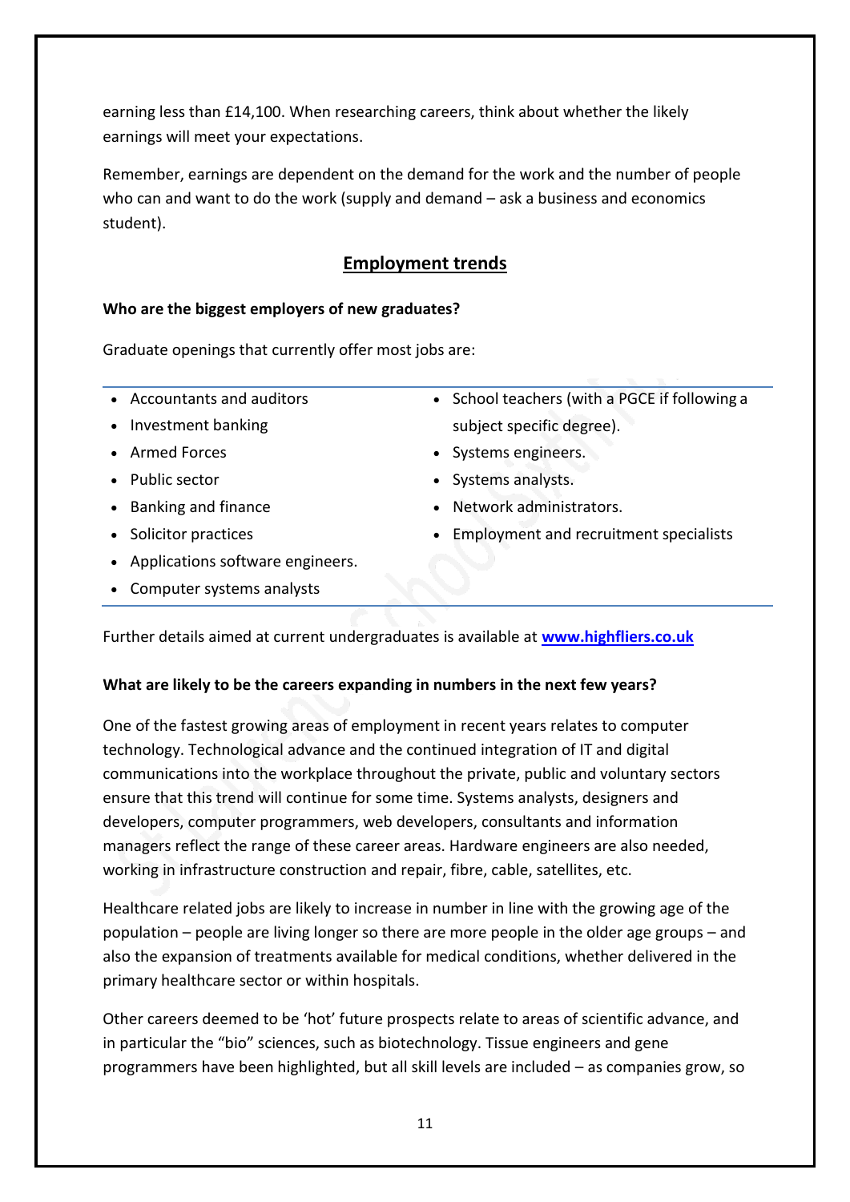earning less than £14,100. When researching careers, think about whether the likely earnings will meet your expectations.

Remember, earnings are dependent on the demand for the work and the number of people who can and want to do the work (supply and demand – ask a business and economics student).

## Employment trends

**Who are the biggest employers of new graduates?**

Graduate openings that currently offer most jobs are:

- Accountants and auditors
- Investment banking
- Armed Forces
- Public sector
- Banking and finance
- Solicitor practices
- Applications software engineers.
- Computer systems analysts
- School teachers (with a PGCE if following a subject specific degree).
- Systems engineers.
- Systems analysts.
- Network administrators.
- Employment and recruitment specialists

Further details aimed at current undergraduates is available at **[www.highfliers.co.uk](http://www.highfliers.co.uk)**

**What are likely to be the careers expanding in numbers in the next few years?**

One of the fastest growing areas of employment in recent years relates to computer technology. Technological advance and the continued integration of IT and digital communications into the workplace throughout the private, public and voluntary sectors ensure that this trend will continue for some time. Systems analysts, designers and developers, computer programmers, web developers, consultants and information managers reflect the range of these career areas. Hardware engineers are also needed, working in infrastructure construction and repair, fibre, cable, satellites, etc.

Healthcare related jobs are likely to increase in number in line with the growing age of the population – people are living longer so there are more people in the older age groups – and also the expansion of treatments available for medical conditions, whether delivered in the primary healthcare sector or within hospitals.

Other careers deemed to be 'hot' future prospects relate to areas of scientific advance, and in particular the "bio" sciences, such as biotechnology. Tissue engineers and gene programmers have been highlighted, but all skill levels are included – as companies grow, so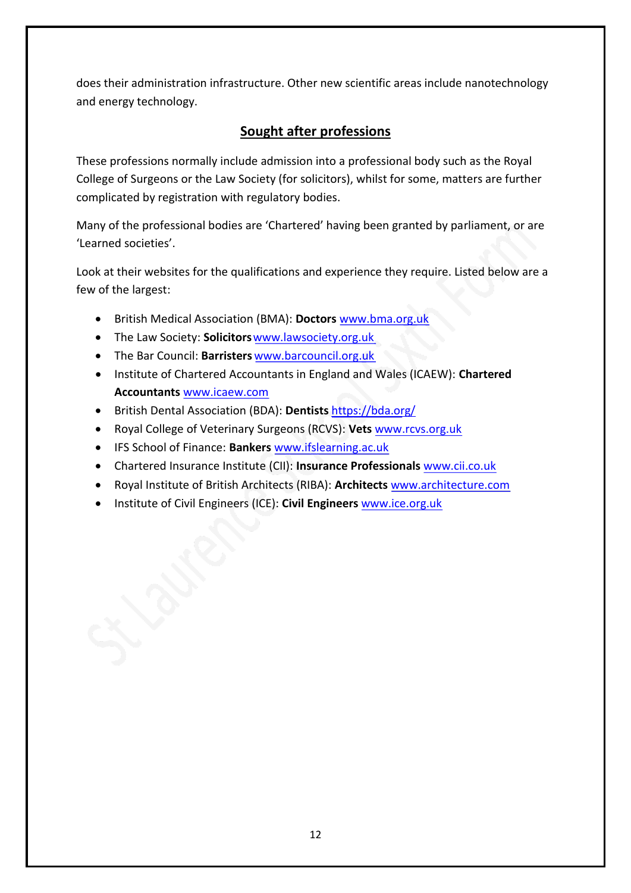does their administration infrastructure. Other new scientific areas include nanotechnology and energy technology.

## Sought after professions

These professions normally include admission into a professional body such as the Royal College of Surgeons or the Law Society (for solicitors), whilst for some, matters are further complicated by registration with regulatory bodies.

Many of the professional bodies are 'Chartered' having been granted by parliament, or are 'Learned societies'.

Look at their websites for the qualifications and experience they require. Listed below are a few of the largest:

- British Medical Association (BMA): **Doctors** www.bma.org.uk
- The Law Society: **Solicitors** www.lawsociety.org.uk
- The Bar Council: **Barristers** www.barcouncil.org.uk
- Institute of Chartered Accountants in England and Wales (ICAEW): **Chartered Accountants** www.icaew.com
- British Dental Association (BDA): **Dentists** https://bda.org/
- Royal College of Veterinary Surgeons (RCVS): **Vets** www.rcvs.org.uk
- IFS School of Finance: **Bankers** www.ifslearning.ac.uk
- Chartered Insurance Institute (CII): **Insurance Professionals** www.cii.co.uk
- Royal Institute of British Architects (RIBA): **Architects** www.architecture.com
- Institute of Civil Engineers (ICE): **Civil Engineers** www.ice.org.uk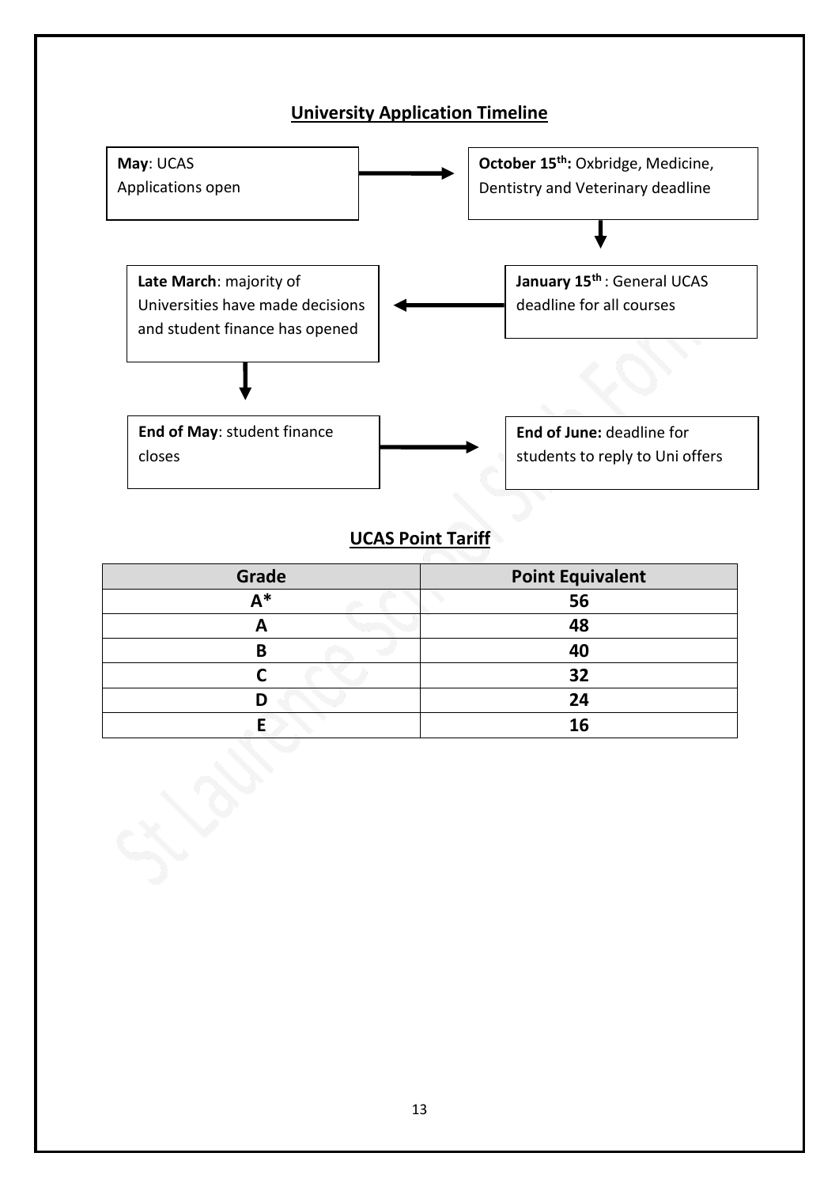## University Application Timeline

**May**: UCAS Applications open

**October 15th:** Oxbridge, Medicine, Dentistry and Veterinary deadline

**January 15th** : General UCAS deadline for all courses

**Late March**: majority of Universities have made decisions and student finance has opened

**End of May**: student finance closes

**End of June:** deadline for students to reply to Uni offers

## UCAS Point Tariff

| Grade | Point Equivalent |
|---|---|
| A* | 56 |
| A | 48 |
| B | 40 |
| C | 32 |
| D | 24 |
| E | 16 |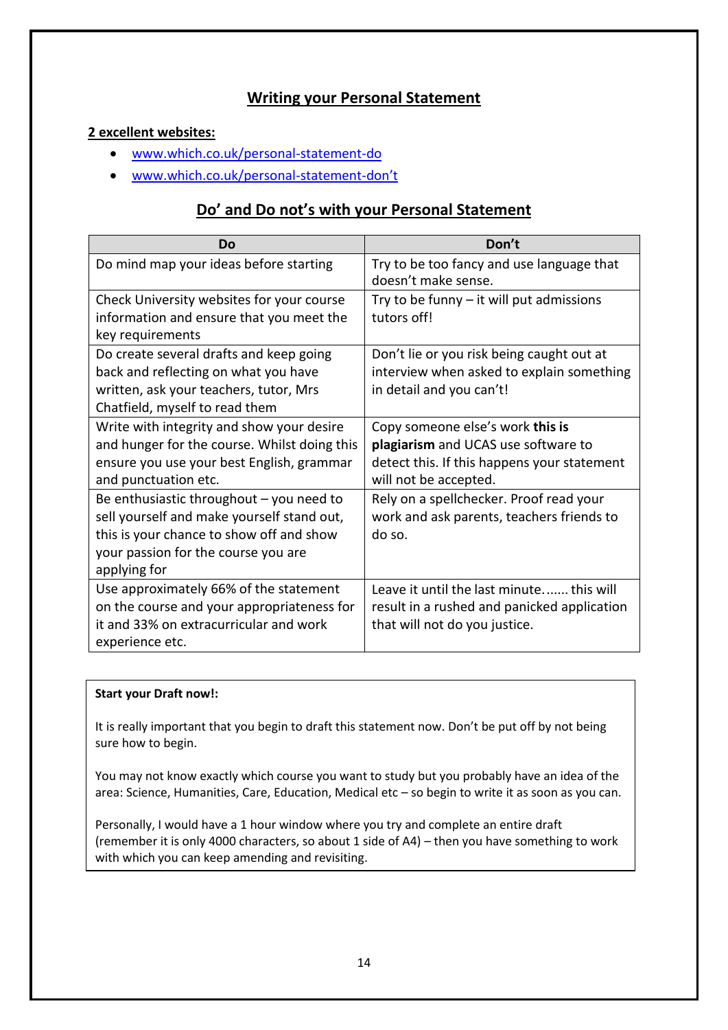# Writing your Personal Statement

**2 excellent websites:**

- www.which.co.uk/personal-statement-do
- www.which.co.uk/personal-statement-don't

## Do' and Do not's with your Personal Statement

| Do | Don't |
|---|---|
| Do mind map your ideas before starting | Try to be too fancy and use language that doesn't make sense. |
| Check University websites for your course information and ensure that you meet the key requirements | Try to be funny – it will put admissions tutors off! |
| Do create several drafts and keep going back and reflecting on what you have written, ask your teachers, tutor, Mrs Chatfield, myself to read them | Don't lie or you risk being caught out at interview when asked to explain something in detail and you can't! |
| Write with integrity and show your desire and hunger for the course. Whilst doing this ensure you use your best English, grammar and punctuation etc. | Copy someone else's work **this is plagiarism** and UCAS use software to detect this. If this happens your statement will not be accepted. |
| Be enthusiastic throughout – you need to sell yourself and make yourself stand out, this is your chance to show off and show your passion for the course you are applying for | Rely on a spellchecker. Proof read your work and ask parents, teachers friends to do so. |
| Use approximately 66% of the statement on the course and your appropriateness for it and 33% on extracurricular and work experience etc. | Leave it until the last minute....... this will result in a rushed and panicked application that will not do you justice. |

**Start your Draft now!:**

It is really important that you begin to draft this statement now. Don't be put off by not being sure how to begin.

You may not know exactly which course you want to study but you probably have an idea of the area: Science, Humanities, Care, Education, Medical etc – so begin to write it as soon as you can.

Personally, I would have a 1 hour window where you try and complete an entire draft (remember it is only 4000 characters, so about 1 side of A4) – then you have something to work with which you can keep amending and revisiting.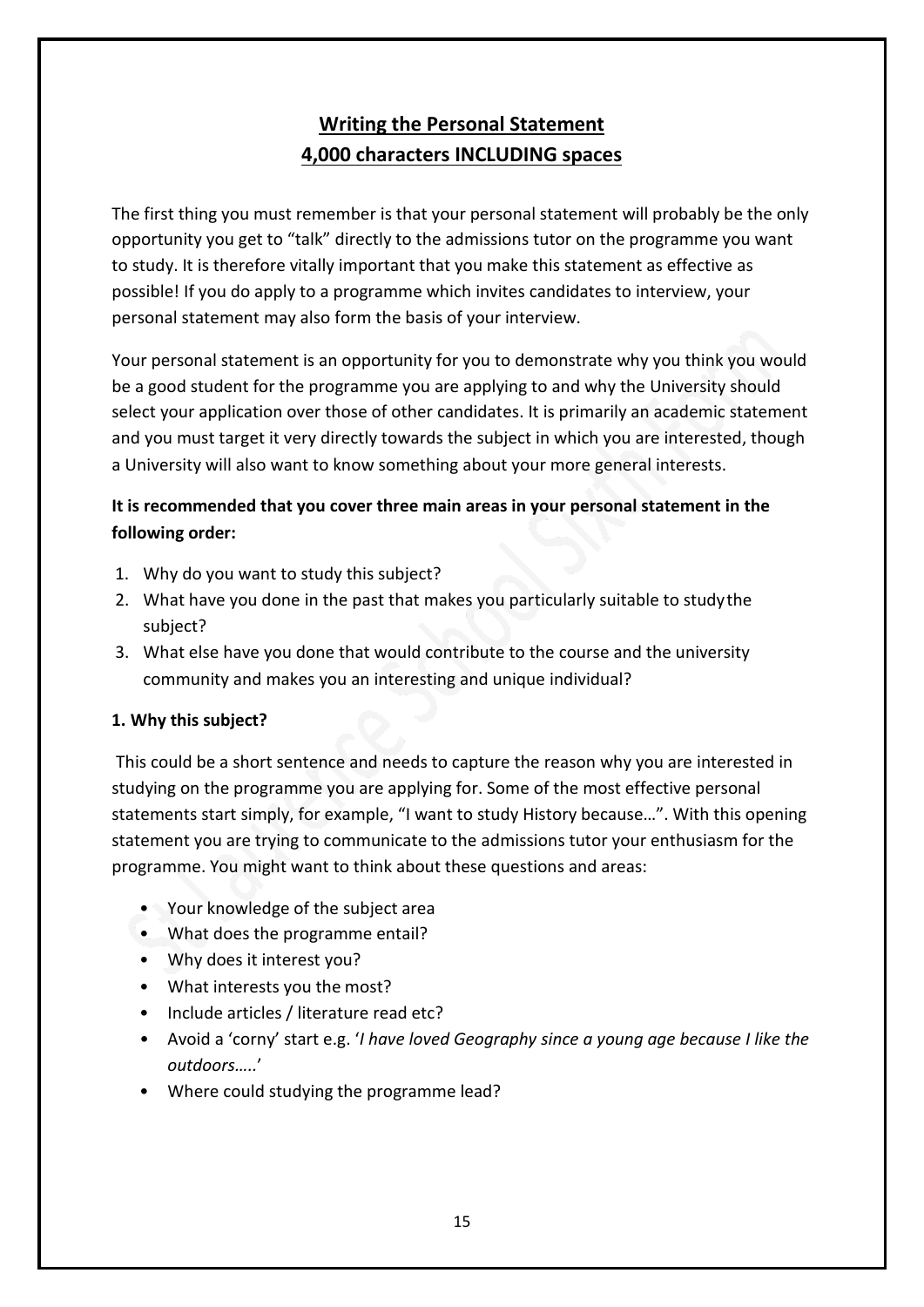# **Writing the Personal Statement**
# **4,000 characters INCLUDING spaces**

The first thing you must remember is that your personal statement will probably be the only opportunity you get to "talk" directly to the admissions tutor on the programme you want to study. It is therefore vitally important that you make this statement as effective as possible! If you do apply to a programme which invites candidates to interview, your personal statement may also form the basis of your interview.

Your personal statement is an opportunity for you to demonstrate why you think you would be a good student for the programme you are applying to and why the University should select your application over those of other candidates. It is primarily an academic statement and you must target it very directly towards the subject in which you are interested, though a University will also want to know something about your more general interests.

**It is recommended that you cover three main areas in your personal statement in the following order:**

1. Why do you want to study this subject?
2. What have you done in the past that makes you particularly suitable to study the subject?
3. What else have you done that would contribute to the course and the university community and makes you an interesting and unique individual?

### **1. Why this subject?**

This could be a short sentence and needs to capture the reason why you are interested in studying on the programme you are applying for. Some of the most effective personal statements start simply, for example, "I want to study History because…". With this opening statement you are trying to communicate to the admissions tutor your enthusiasm for the programme. You might want to think about these questions and areas:

- Your knowledge of the subject area
- What does the programme entail?
- Why does it interest you?
- What interests you the most?
- Include articles / literature read etc?
- Avoid a 'corny' start e.g. '*I have loved Geography since a young age because I like the outdoors…..*'
- Where could studying the programme lead?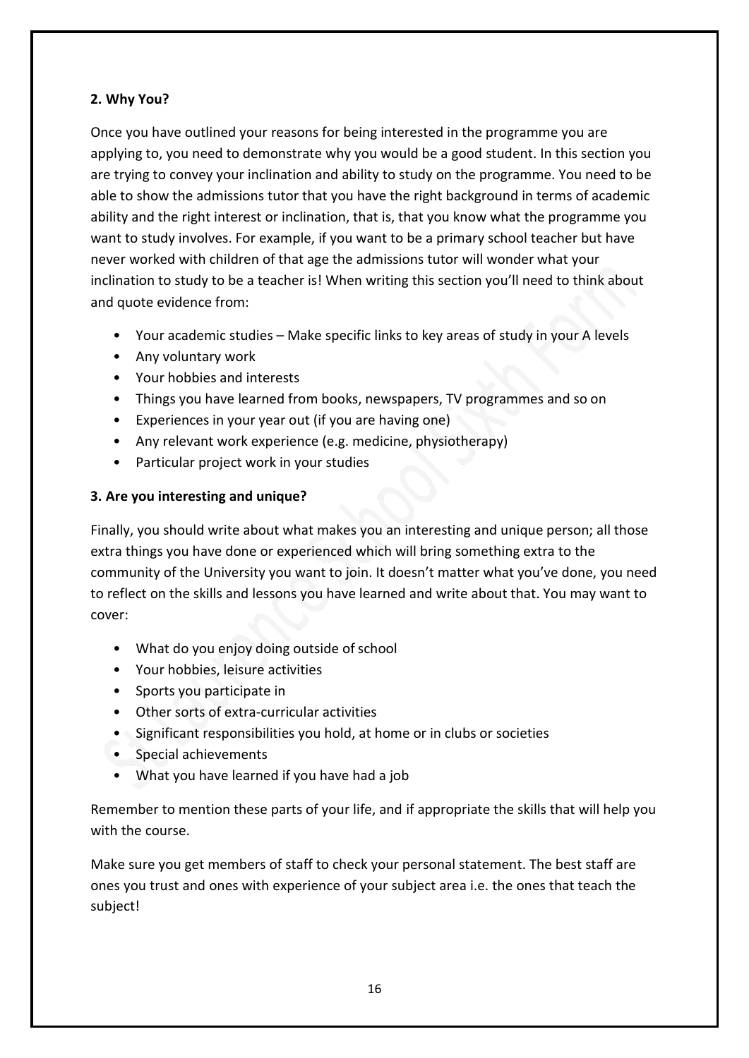**2. Why You?**

Once you have outlined your reasons for being interested in the programme you are applying to, you need to demonstrate why you would be a good student. In this section you are trying to convey your inclination and ability to study on the programme. You need to be able to show the admissions tutor that you have the right background in terms of academic ability and the right interest or inclination, that is, that you know what the programme you want to study involves. For example, if you want to be a primary school teacher but have never worked with children of that age the admissions tutor will wonder what your inclination to study to be a teacher is! When writing this section you'll need to think about and quote evidence from:

- Your academic studies – Make specific links to key areas of study in your A levels
- Any voluntary work
- Your hobbies and interests
- Things you have learned from books, newspapers, TV programmes and so on
- Experiences in your year out (if you are having one)
- Any relevant work experience (e.g. medicine, physiotherapy)
- Particular project work in your studies

**3. Are you interesting and unique?**

Finally, you should write about what makes you an interesting and unique person; all those extra things you have done or experienced which will bring something extra to the community of the University you want to join. It doesn't matter what you've done, you need to reflect on the skills and lessons you have learned and write about that. You may want to cover:

- What do you enjoy doing outside of school
- Your hobbies, leisure activities
- Sports you participate in
- Other sorts of extra-curricular activities
- Significant responsibilities you hold, at home or in clubs or societies
- Special achievements
- What you have learned if you have had a job

Remember to mention these parts of your life, and if appropriate the skills that will help you with the course.

Make sure you get members of staff to check your personal statement. The best staff are ones you trust and ones with experience of your subject area i.e. the ones that teach the subject!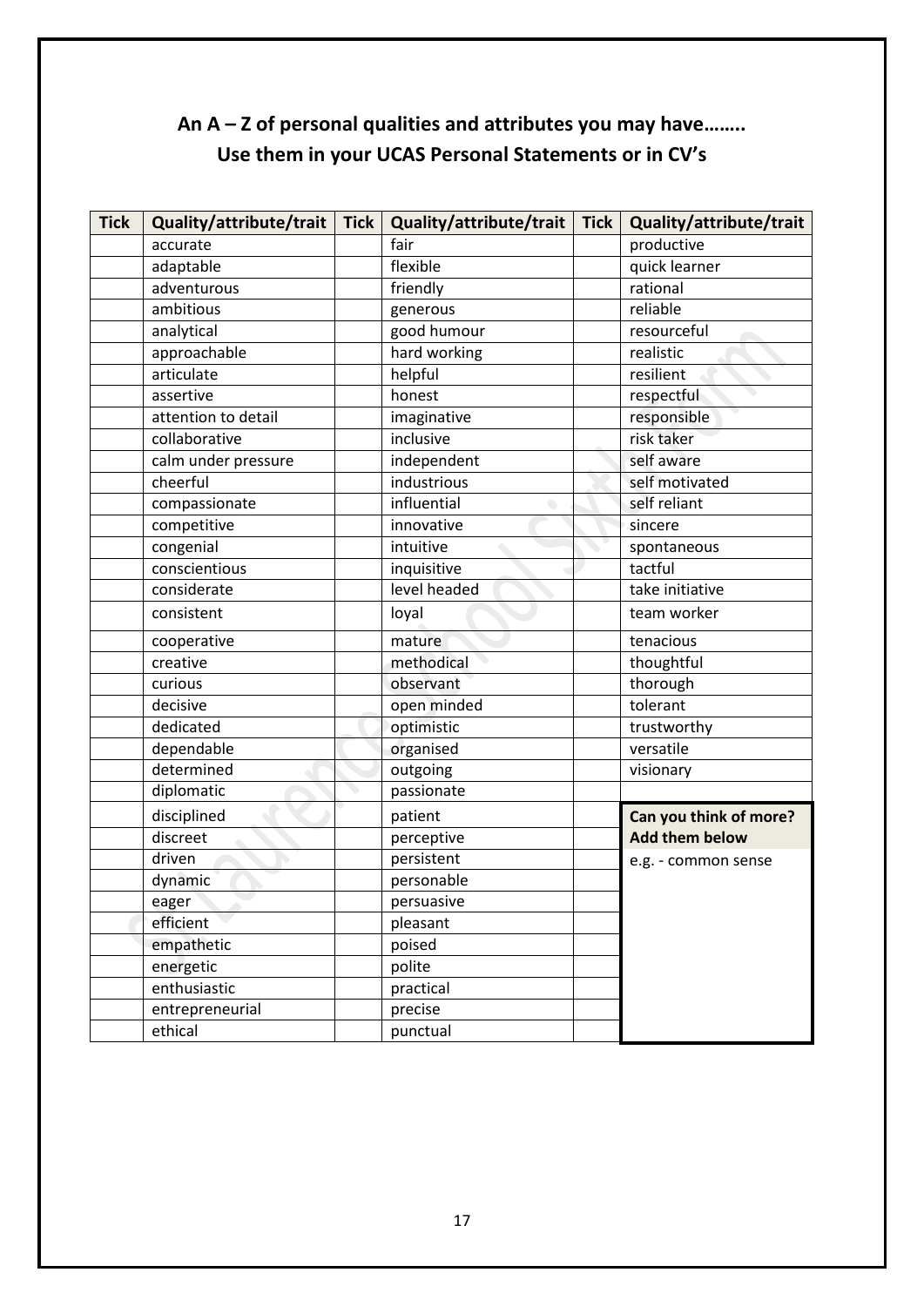## An A – Z of personal qualities and attributes you may have……..
## Use them in your UCAS Personal Statements or in CV's

| Tick | Quality/attribute/trait | Tick | Quality/attribute/trait | Tick | Quality/attribute/trait |
|---|---|---|---|---|---|
| | accurate | | fair | | productive |
| | adaptable | | flexible | | quick learner |
| | adventurous | | friendly | | rational |
| | ambitious | | generous | | reliable |
| | analytical | | good humour | | resourceful |
| | approachable | | hard working | | realistic |
| | articulate | | helpful | | resilient |
| | assertive | | honest | | respectful |
| | attention to detail | | imaginative | | responsible |
| | collaborative | | inclusive | | risk taker |
| | calm under pressure | | independent | | self aware |
| | cheerful | | industrious | | self motivated |
| | compassionate | | influential | | self reliant |
| | competitive | | innovative | | sincere |
| | congenial | | intuitive | | spontaneous |
| | conscientious | | inquisitive | | tactful |
| | considerate | | level headed | | take initiative |
| | consistent | | loyal | | team worker |
| | cooperative | | mature | | tenacious |
| | creative | | methodical | | thoughtful |
| | curious | | observant | | thorough |
| | decisive | | open minded | | tolerant |
| | dedicated | | optimistic | | trustworthy |
| | dependable | | organised | | versatile |
| | determined | | outgoing | | visionary |
| | diplomatic | | passionate | | |
| | disciplined | | patient | | **Can you think of more? Add them below** |
| | discreet | | perceptive | | e.g. - common sense |
| | driven | | persistent | | |
| | dynamic | | personable | | |
| | eager | | persuasive | | |
| | efficient | | pleasant | | |
| | empathetic | | poised | | |
| | energetic | | polite | | |
| | enthusiastic | | practical | | |
| | entrepreneurial | | precise | | |
| | ethical | | punctual | | |